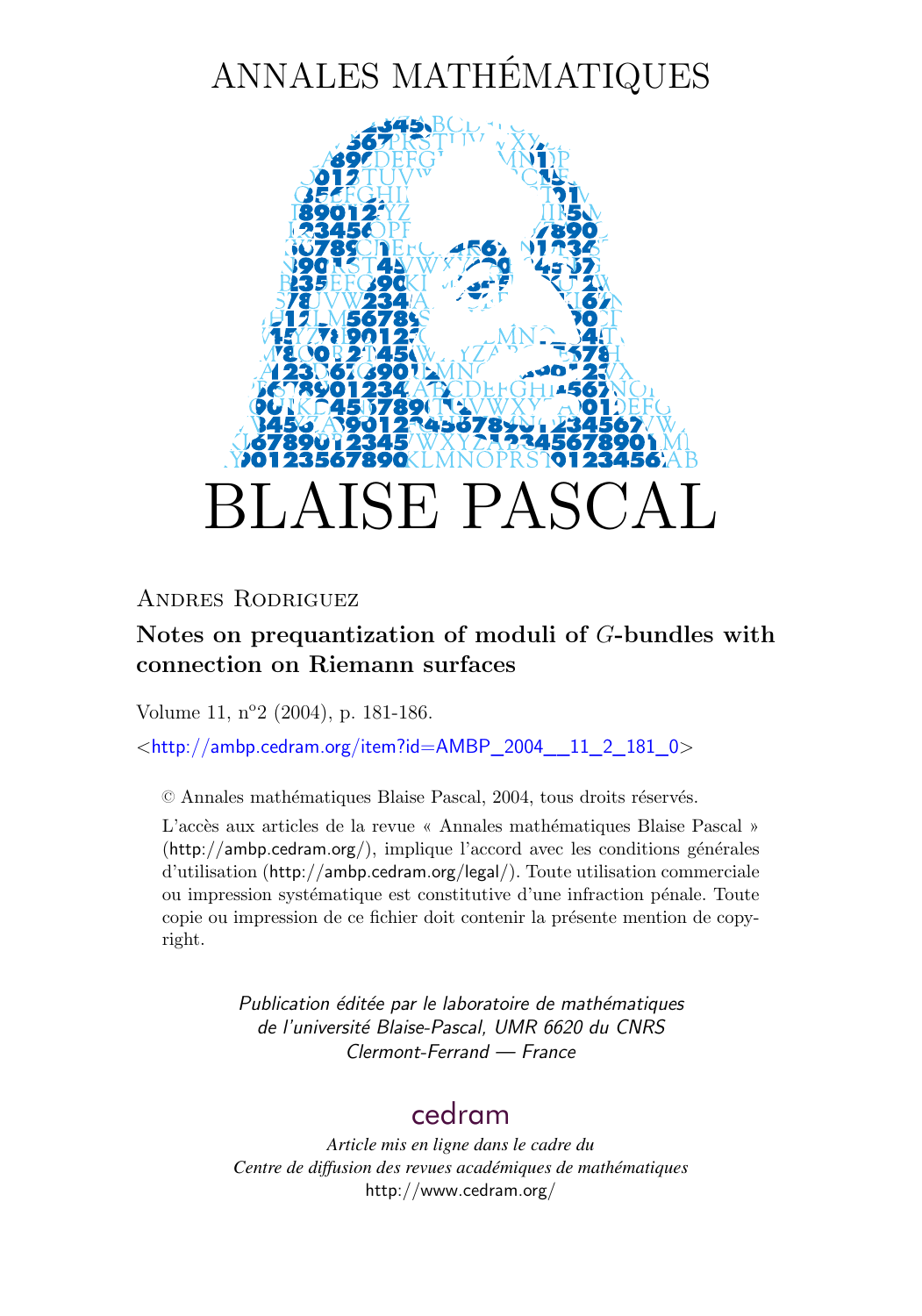# ANNALES MATHÉMATIQUES

# BLAISE PASCAL

Andres Rodriguez

**Notes on prequantization of moduli of $G$-bundles with connection on Riemann surfaces**

Volume 11, n°2 (2004), p. 181-186.

<http://ambp.cedram.org/item?id=AMBP_2004__11_2_181_0>

© Annales mathématiques Blaise Pascal, 2004, tous droits réservés.

L'accès aux articles de la revue « Annales mathématiques Blaise Pascal » (http://ambp.cedram.org/), implique l'accord avec les conditions générales d'utilisation (http://ambp.cedram.org/legal/). Toute utilisation commerciale ou impression systématique est constitutive d'une infraction pénale. Toute copie ou impression de ce fichier doit contenir la présente mention de copyright.

*Publication éditée par le laboratoire de mathématiques de l'université Blaise-Pascal, UMR 6620 du CNRS Clermont-Ferrand — France*

cedram

*Article mis en ligne dans le cadre du Centre de diffusion des revues académiques de mathématiques*
http://www.cedram.org/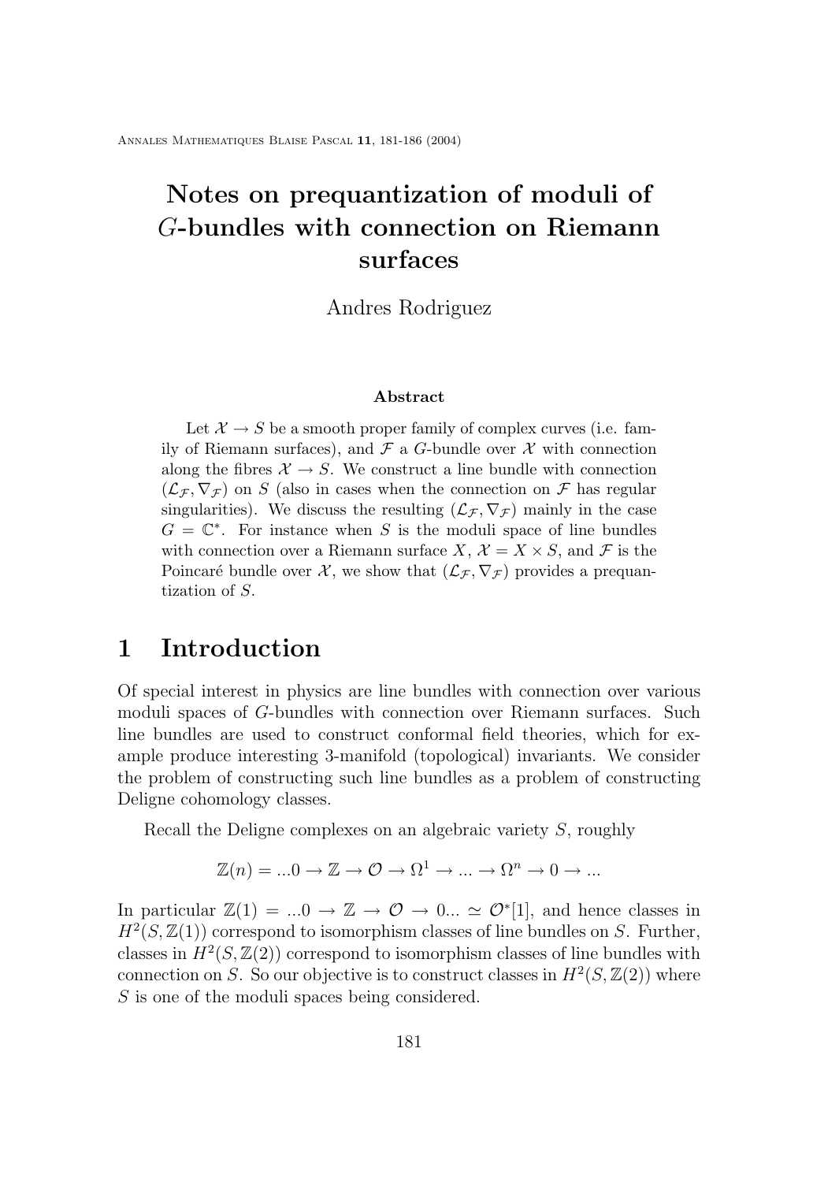# Notes on prequantization of moduli of $G$-bundles with connection on Riemann surfaces

Andres Rodriguez

### Abstract

Let $\mathcal{X} \to S$ be a smooth proper family of complex curves (i.e. family of Riemann surfaces), and $\mathcal{F}$ a $G$-bundle over $\mathcal{X}$ with connection along the fibres $\mathcal{X} \to S$. We construct a line bundle with connection $(\mathcal{L}_{\mathcal{F}}, \nabla_{\mathcal{F}})$ on $S$ (also in cases when the connection on $\mathcal{F}$ has regular singularities). We discuss the resulting $(\mathcal{L}_{\mathcal{F}}, \nabla_{\mathcal{F}})$ mainly in the case $G = \mathbb{C}^*$. For instance when $S$ is the moduli space of line bundles with connection over a Riemann surface $X$, $\mathcal{X} = X \times S$, and $\mathcal{F}$ is the Poincaré bundle over $\mathcal{X}$, we show that $(\mathcal{L}_{\mathcal{F}}, \nabla_{\mathcal{F}})$ provides a prequantization of $S$.

## 1 Introduction

Of special interest in physics are line bundles with connection over various moduli spaces of $G$-bundles with connection over Riemann surfaces. Such line bundles are used to construct conformal field theories, which for example produce interesting 3-manifold (topological) invariants. We consider the problem of constructing such line bundles as a problem of constructing Deligne cohomology classes.

Recall the Deligne complexes on an algebraic variety $S$, roughly

$$\mathbb{Z}(n) = ...0 \to \mathbb{Z} \to \mathcal{O} \to \Omega^1 \to ... \to \Omega^n \to 0 \to ...$$

In particular $\mathbb{Z}(1) = ...0 \to \mathbb{Z} \to \mathcal{O} \to 0... \simeq \mathcal{O}^*[1]$, and hence classes in $H^2(S, \mathbb{Z}(1))$ correspond to isomorphism classes of line bundles on $S$. Further, classes in $H^2(S, \mathbb{Z}(2))$ correspond to isomorphism classes of line bundles with connection on $S$. So our objective is to construct classes in $H^2(S, \mathbb{Z}(2))$ where $S$ is one of the moduli spaces being considered.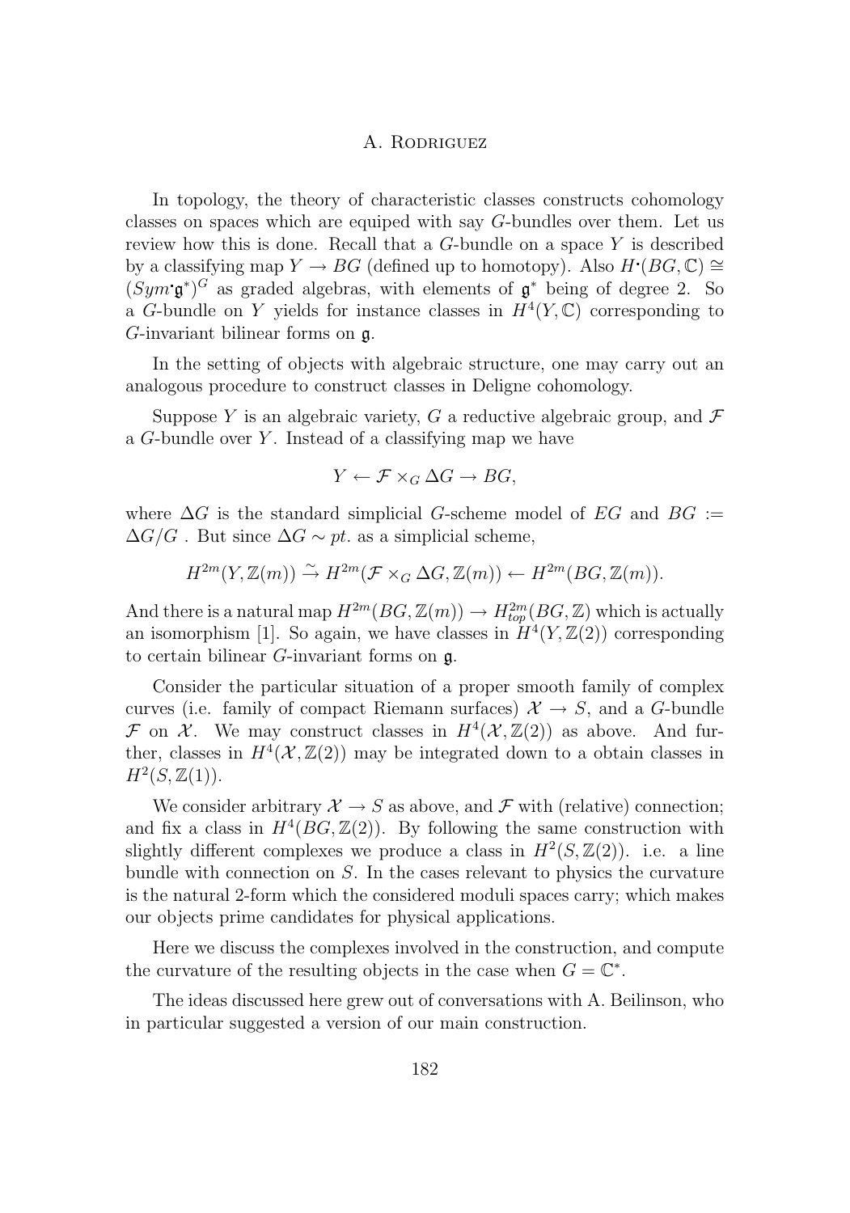In topology, the theory of characteristic classes constructs cohomology classes on spaces which are equiped with say $G$-bundles over them. Let us review how this is done. Recall that a $G$-bundle on a space $Y$ is described by a classifying map $Y \to BG$ (defined up to homotopy). Also $H^{\cdot}(BG, \mathbb{C}) \cong (Sym^{\cdot}\mathfrak{g}^*)^G$ as graded algebras, with elements of $\mathfrak{g}^*$ being of degree 2. So a $G$-bundle on $Y$ yields for instance classes in $H^4(Y, \mathbb{C})$ corresponding to $G$-invariant bilinear forms on $\mathfrak{g}$.

In the setting of objects with algebraic structure, one may carry out an analogous procedure to construct classes in Deligne cohomology.

Suppose $Y$ is an algebraic variety, $G$ a reductive algebraic group, and $\mathcal{F}$ a $G$-bundle over $Y$. Instead of a classifying map we have

$$Y \leftarrow \mathcal{F} \times_G \Delta G \to BG,$$

where $\Delta G$ is the standard simplicial $G$-scheme model of $EG$ and $BG := \Delta G/G$ . But since $\Delta G \sim pt.$ as a simplicial scheme,

$$H^{2m}(Y, \mathbb{Z}(m)) \xrightarrow{\sim} H^{2m}(\mathcal{F} \times_G \Delta G, \mathbb{Z}(m)) \leftarrow H^{2m}(BG, \mathbb{Z}(m)).$$

And there is a natural map $H^{2m}(BG, \mathbb{Z}(m)) \to H^{2m}_{top}(BG, \mathbb{Z})$ which is actually an isomorphism [1]. So again, we have classes in $H^4(Y, \mathbb{Z}(2))$ corresponding to certain bilinear $G$-invariant forms on $\mathfrak{g}$.

Consider the particular situation of a proper smooth family of complex curves (i.e. family of compact Riemann surfaces) $\mathcal{X} \to S$, and a $G$-bundle $\mathcal{F}$ on $\mathcal{X}$. We may construct classes in $H^4(\mathcal{X}, \mathbb{Z}(2))$ as above. And further, classes in $H^4(\mathcal{X}, \mathbb{Z}(2))$ may be integrated down to a obtain classes in $H^2(S, \mathbb{Z}(1))$.

We consider arbitrary $\mathcal{X} \to S$ as above, and $\mathcal{F}$ with (relative) connection; and fix a class in $H^4(BG, \mathbb{Z}(2))$. By following the same construction with slightly different complexes we produce a class in $H^2(S, \mathbb{Z}(2))$. i.e. a line bundle with connection on $S$. In the cases relevant to physics the curvature is the natural 2-form which the considered moduli spaces carry; which makes our objects prime candidates for physical applications.

Here we discuss the complexes involved in the construction, and compute the curvature of the resulting objects in the case when $G = \mathbb{C}^*$.

The ideas discussed here grew out of conversations with A. Beilinson, who in particular suggested a version of our main construction.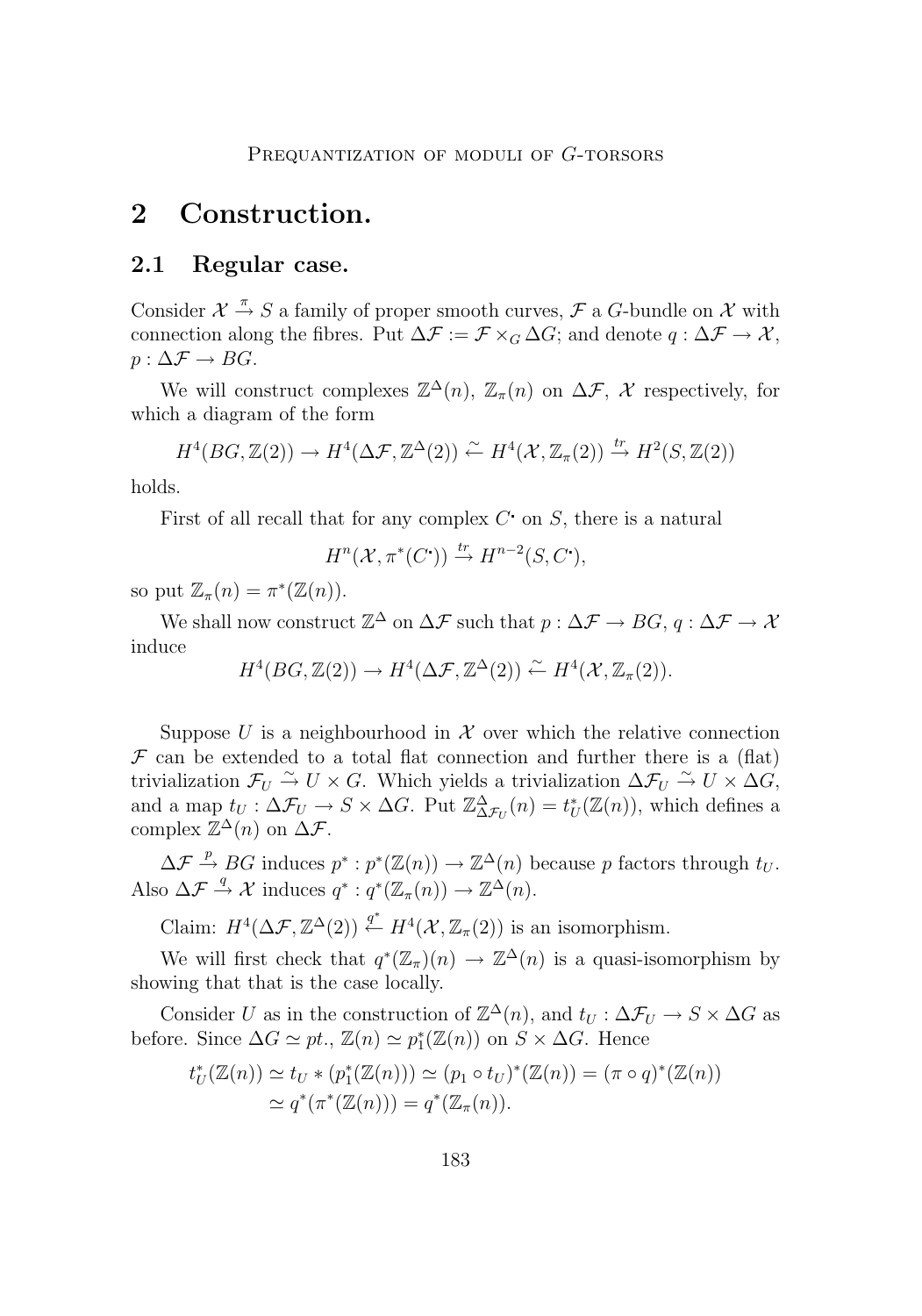# 2 Construction.

## 2.1 Regular case.

Consider $\mathcal{X} \xrightarrow{\pi} S$ a family of proper smooth curves, $\mathcal{F}$ a $G$-bundle on $\mathcal{X}$ with connection along the fibres. Put $\Delta\mathcal{F} := \mathcal{F} \times_G \Delta G$; and denote $q : \Delta\mathcal{F} \to \mathcal{X}$, $p : \Delta\mathcal{F} \to BG$.

We will construct complexes $\mathbb{Z}^\Delta(n)$, $\mathbb{Z}_\pi(n)$ on $\Delta\mathcal{F}$, $\mathcal{X}$ respectively, for which a diagram of the form

$$H^4(BG, \mathbb{Z}(2)) \to H^4(\Delta\mathcal{F}, \mathbb{Z}^\Delta(2)) \xleftarrow{\sim} H^4(\mathcal{X}, \mathbb{Z}_\pi(2)) \xrightarrow{tr} H^2(S, \mathbb{Z}(2))$$

holds.

First of all recall that for any complex $C^\cdot$ on $S$, there is a natural

$$H^n(\mathcal{X}, \pi^*(C^\cdot)) \xrightarrow{tr} H^{n-2}(S, C^\cdot),$$

so put $\mathbb{Z}_\pi(n) = \pi^*(\mathbb{Z}(n))$.

We shall now construct $\mathbb{Z}^\Delta$ on $\Delta\mathcal{F}$ such that $p : \Delta\mathcal{F} \to BG$, $q : \Delta\mathcal{F} \to \mathcal{X}$ induce

$$H^4(BG, \mathbb{Z}(2)) \to H^4(\Delta\mathcal{F}, \mathbb{Z}^\Delta(2)) \xleftarrow{\sim} H^4(\mathcal{X}, \mathbb{Z}_\pi(2)).$$

Suppose $U$ is a neighbourhood in $\mathcal{X}$ over which the relative connection $\mathcal{F}$ can be extended to a total flat connection and further there is a (flat) trivialization $\mathcal{F}_U \xrightarrow{\sim} U \times G$. Which yields a trivialization $\Delta\mathcal{F}_U \xrightarrow{\sim} U \times \Delta G$, and a map $t_U : \Delta\mathcal{F}_U \to S \times \Delta G$. Put $\mathbb{Z}^\Delta_{\Delta\mathcal{F}_U}(n) = t_U^*(\mathbb{Z}(n))$, which defines a complex $\mathbb{Z}^\Delta(n)$ on $\Delta\mathcal{F}$.

$\Delta\mathcal{F} \xrightarrow{p} BG$ induces $p^* : p^*(\mathbb{Z}(n)) \to \mathbb{Z}^\Delta(n)$ because $p$ factors through $t_U$. Also $\Delta\mathcal{F} \xrightarrow{q} \mathcal{X}$ induces $q^* : q^*(\mathbb{Z}_\pi(n)) \to \mathbb{Z}^\Delta(n)$.

Claim: $H^4(\Delta\mathcal{F}, \mathbb{Z}^\Delta(2)) \xleftarrow{q^*} H^4(\mathcal{X}, \mathbb{Z}_\pi(2))$ is an isomorphism.

We will first check that $q^*(\mathbb{Z}_\pi)(n) \to \mathbb{Z}^\Delta(n)$ is a quasi-isomorphism by showing that that is the case locally.

Consider $U$ as in the construction of $\mathbb{Z}^\Delta(n)$, and $t_U : \Delta\mathcal{F}_U \to S \times \Delta G$ as before. Since $\Delta G \simeq pt.$, $\mathbb{Z}(n) \simeq p_1^*(\mathbb{Z}(n))$ on $S \times \Delta G$. Hence

$$\begin{aligned} t_U^*(\mathbb{Z}(n)) &\simeq t_U * (p_1^*(\mathbb{Z}(n))) \simeq (p_1 \circ t_U)^*(\mathbb{Z}(n)) = (\pi \circ q)^*(\mathbb{Z}(n)) \\ &\simeq q^*(\pi^*(\mathbb{Z}(n))) = q^*(\mathbb{Z}_\pi(n)). \end{aligned}$$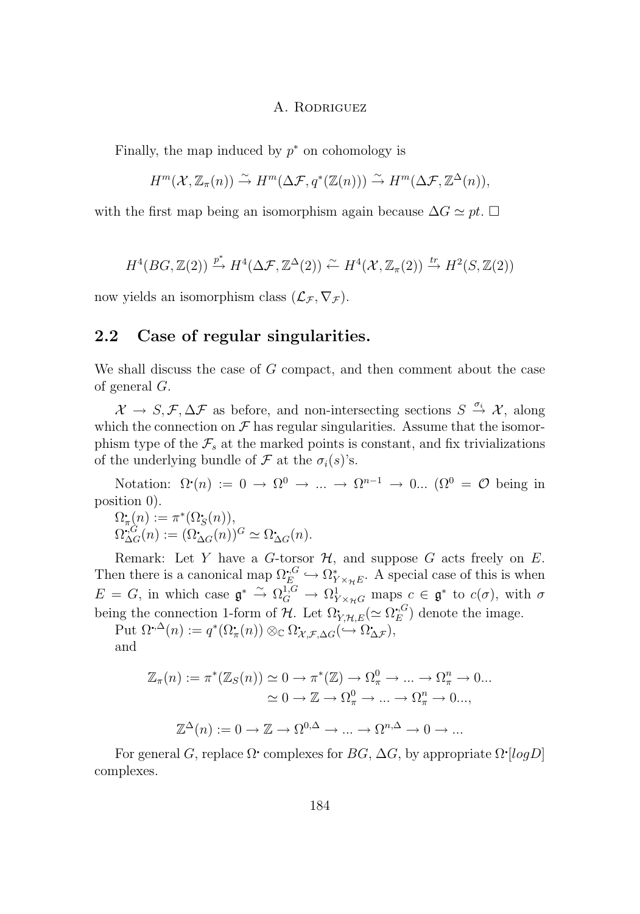Finally, the map induced by $p^*$ on cohomology is

$$H^m(\mathcal{X}, \mathbb{Z}_\pi(n)) \xrightarrow{\sim} H^m(\Delta\mathcal{F}, q^*(\mathbb{Z}(n))) \xrightarrow{\sim} H^m(\Delta\mathcal{F}, \mathbb{Z}^\Delta(n)),$$

with the first map being an isomorphism again because $\Delta G \simeq pt$. $\square$

$$H^4(BG, \mathbb{Z}(2)) \xrightarrow{p^*} H^4(\Delta\mathcal{F}, \mathbb{Z}^\Delta(2)) \xleftarrow{\sim} H^4(\mathcal{X}, \mathbb{Z}_\pi(2)) \xrightarrow{tr} H^2(S, \mathbb{Z}(2))$$

now yields an isomorphism class $(\mathcal{L}_\mathcal{F}, \nabla_\mathcal{F})$.

## 2.2 Case of regular singularities.

We shall discuss the case of $G$ compact, and then comment about the case of general $G$.

$\mathcal{X} \to S, \mathcal{F}, \Delta\mathcal{F}$ as before, and non-intersecting sections $S \xrightarrow{\sigma_i} \mathcal{X}$, along which the connection on $\mathcal{F}$ has regular singularities. Assume that the isomorphism type of the $\mathcal{F}_s$ at the marked points is constant, and fix trivializations of the underlying bundle of $\mathcal{F}$ at the $\sigma_i(s)$'s.

Notation: $\Omega^\cdot(n) := 0 \to \Omega^0 \to ... \to \Omega^{n-1} \to 0...$ ($\Omega^0 = \mathcal{O}$ being in position 0).

$\Omega^\cdot_\pi(n) := \pi^*(\Omega^\cdot_S(n))$,
$\Omega^{\cdot,G}_{\Delta G}(n) := (\Omega^\cdot_{\Delta G}(n))^G \simeq \Omega^\cdot_{\Delta G}(n)$.

Remark: Let $Y$ have a $G$-torsor $\mathcal{H}$, and suppose $G$ acts freely on $E$. Then there is a canonical map $\Omega^{\cdot,G}_E \hookrightarrow \Omega^*_{Y \times_\mathcal{H} E}$. A special case of this is when $E = G$, in which case $\mathfrak{g}^* \xrightarrow{\sim} \Omega^{1,G}_G \to \Omega^1_{Y \times_\mathcal{H} G}$ maps $c \in \mathfrak{g}^*$ to $c(\sigma)$, with $\sigma$ being the connection 1-form of $\mathcal{H}$. Let $\Omega^\cdot_{Y,\mathcal{H},E} (\simeq \Omega^{\cdot,G}_E)$ denote the image.

Put $\Omega^{\cdot,\Delta}(n) := q^*(\Omega^\cdot_\pi(n)) \otimes_\mathbb{C} \Omega^\cdot_{\mathcal{X},\mathcal{F},\Delta G} (\hookrightarrow \Omega^\cdot_{\Delta\mathcal{F}})$,
and

$$\begin{aligned}\mathbb{Z}_\pi(n) := \pi^*(\mathbb{Z}_S(n)) &\simeq 0 \to \pi^*(\mathbb{Z}) \to \Omega^0_\pi \to ... \to \Omega^n_\pi \to 0... \\ &\simeq 0 \to \mathbb{Z} \to \Omega^0_\pi \to ... \to \Omega^n_\pi \to 0...,\end{aligned}$$

$$\mathbb{Z}^\Delta(n) := 0 \to \mathbb{Z} \to \Omega^{0,\Delta} \to ... \to \Omega^{n,\Delta} \to 0 \to ...$$

For general $G$, replace $\Omega^\cdot$ complexes for $BG$, $\Delta G$, by appropriate $\Omega^\cdot[logD]$ complexes.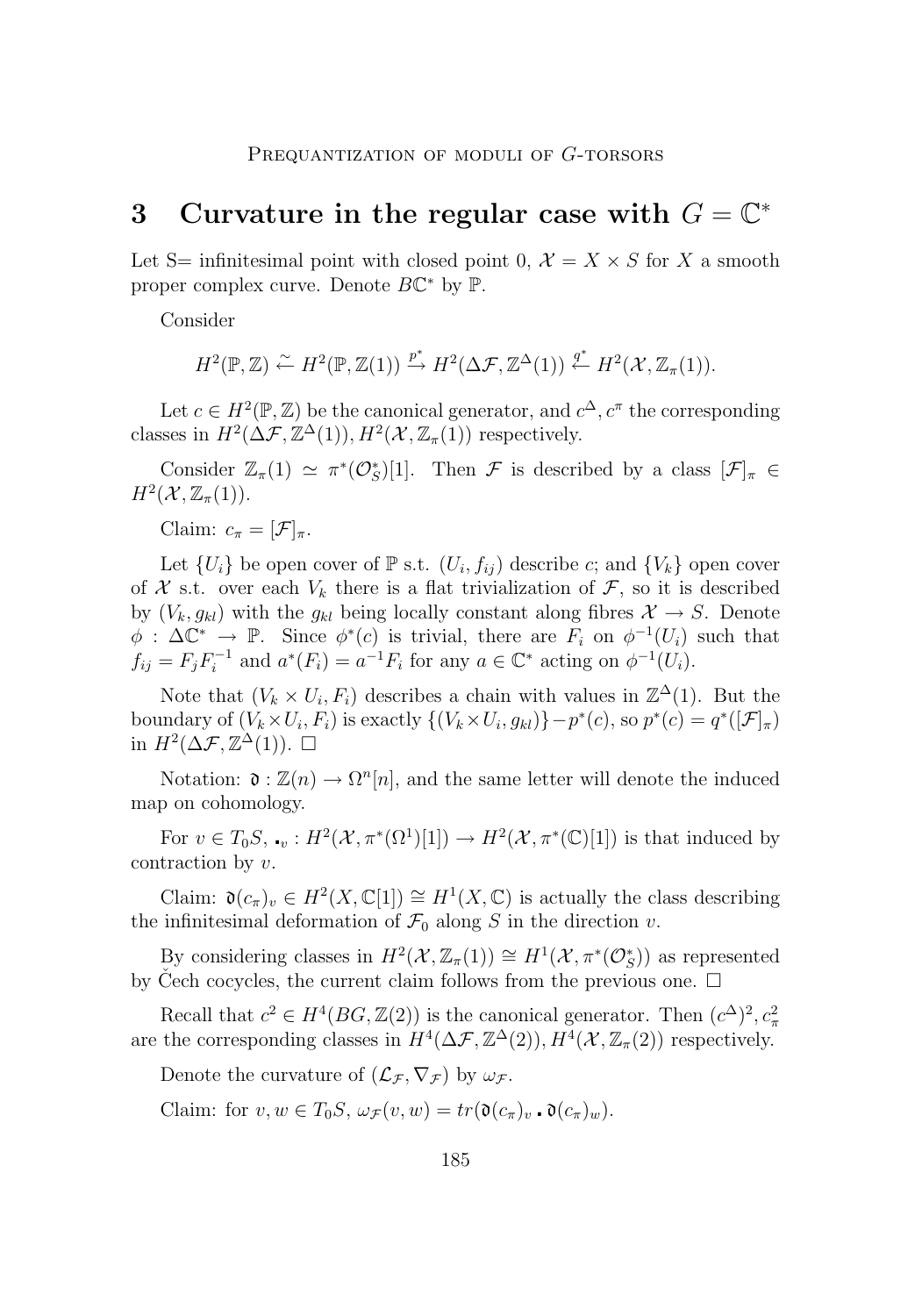# 3 Curvature in the regular case with $G = \mathbb{C}^*$

Let S= infinitesimal point with closed point 0, $\mathcal{X} = X \times S$ for $X$ a smooth proper complex curve. Denote $B\mathbb{C}^*$ by $\mathbb{P}$.

Consider

$$H^2(\mathbb{P}, \mathbb{Z}) \xleftarrow{\sim} H^2(\mathbb{P}, \mathbb{Z}(1)) \xrightarrow{p^*} H^2(\Delta\mathcal{F}, \mathbb{Z}^{\Delta}(1)) \xleftarrow{q^*} H^2(\mathcal{X}, \mathbb{Z}_\pi(1)).$$

Let $c \in H^2(\mathbb{P}, \mathbb{Z})$ be the canonical generator, and $c^{\Delta}, c^{\pi}$ the corresponding classes in $H^2(\Delta\mathcal{F}, \mathbb{Z}^{\Delta}(1)), H^2(\mathcal{X}, \mathbb{Z}_\pi(1))$ respectively.

Consider $\mathbb{Z}_\pi(1) \simeq \pi^*(\mathcal{O}_S^*)[1]$. Then $\mathcal{F}$ is described by a class $[\mathcal{F}]_\pi \in H^2(\mathcal{X}, \mathbb{Z}_\pi(1))$.

Claim: $c_\pi = [\mathcal{F}]_\pi$.

Let $\{U_i\}$ be open cover of $\mathbb{P}$ s.t. $(U_i, f_{ij})$ describe $c$; and $\{V_k\}$ open cover of $\mathcal{X}$ s.t. over each $V_k$ there is a flat trivialization of $\mathcal{F}$, so it is described by $(V_k, g_{kl})$ with the $g_{kl}$ being locally constant along fibres $\mathcal{X} \to S$. Denote $\phi : \Delta\mathbb{C}^* \to \mathbb{P}$. Since $\phi^*(c)$ is trivial, there are $F_i$ on $\phi^{-1}(U_i)$ such that $f_{ij} = F_j F_i^{-1}$ and $a^*(F_i) = a^{-1} F_i$ for any $a \in \mathbb{C}^*$ acting on $\phi^{-1}(U_i)$.

Note that $(V_k \times U_i, F_i)$ describes a chain with values in $\mathbb{Z}^{\Delta}(1)$. But the boundary of $(V_k \times U_i, F_i)$ is exactly $\{(V_k \times U_i, g_{kl})\} - p^*(c)$, so $p^*(c) = q^*([\mathcal{F}]_\pi)$ in $H^2(\Delta\mathcal{F}, \mathbb{Z}^{\Delta}(1))$. $\square$

Notation: $\mathfrak{d} : \mathbb{Z}(n) \to \Omega^n[n]$, and the same letter will denote the induced map on cohomology.

For $v \in T_0 S$, $\lrcorner_v : H^2(\mathcal{X}, \pi^*(\Omega^1)[1]) \to H^2(\mathcal{X}, \pi^*(\mathbb{C})[1])$ is that induced by contraction by $v$.

Claim: $\mathfrak{d}(c_\pi)_v \in H^2(X, \mathbb{C}[1]) \cong H^1(X, \mathbb{C})$ is actually the class describing the infinitesimal deformation of $\mathcal{F}_0$ along $S$ in the direction $v$.

By considering classes in $H^2(\mathcal{X}, \mathbb{Z}_\pi(1)) \cong H^1(\mathcal{X}, \pi^*(\mathcal{O}_S^*))$ as represented by Čech cocycles, the current claim follows from the previous one. $\square$

Recall that $c^2 \in H^4(BG, \mathbb{Z}(2))$ is the canonical generator. Then $(c^{\Delta})^2, c_\pi^2$ are the corresponding classes in $H^4(\Delta\mathcal{F}, \mathbb{Z}^{\Delta}(2)), H^4(\mathcal{X}, \mathbb{Z}_\pi(2))$ respectively.

Denote the curvature of $(\mathcal{L}_{\mathcal{F}}, \nabla_{\mathcal{F}})$ by $\omega_{\mathcal{F}}$.

Claim: for $v, w \in T_0 S$, $\omega_{\mathcal{F}}(v, w) = tr(\mathfrak{d}(c_\pi)_v \lrcorner \mathfrak{d}(c_\pi)_w)$.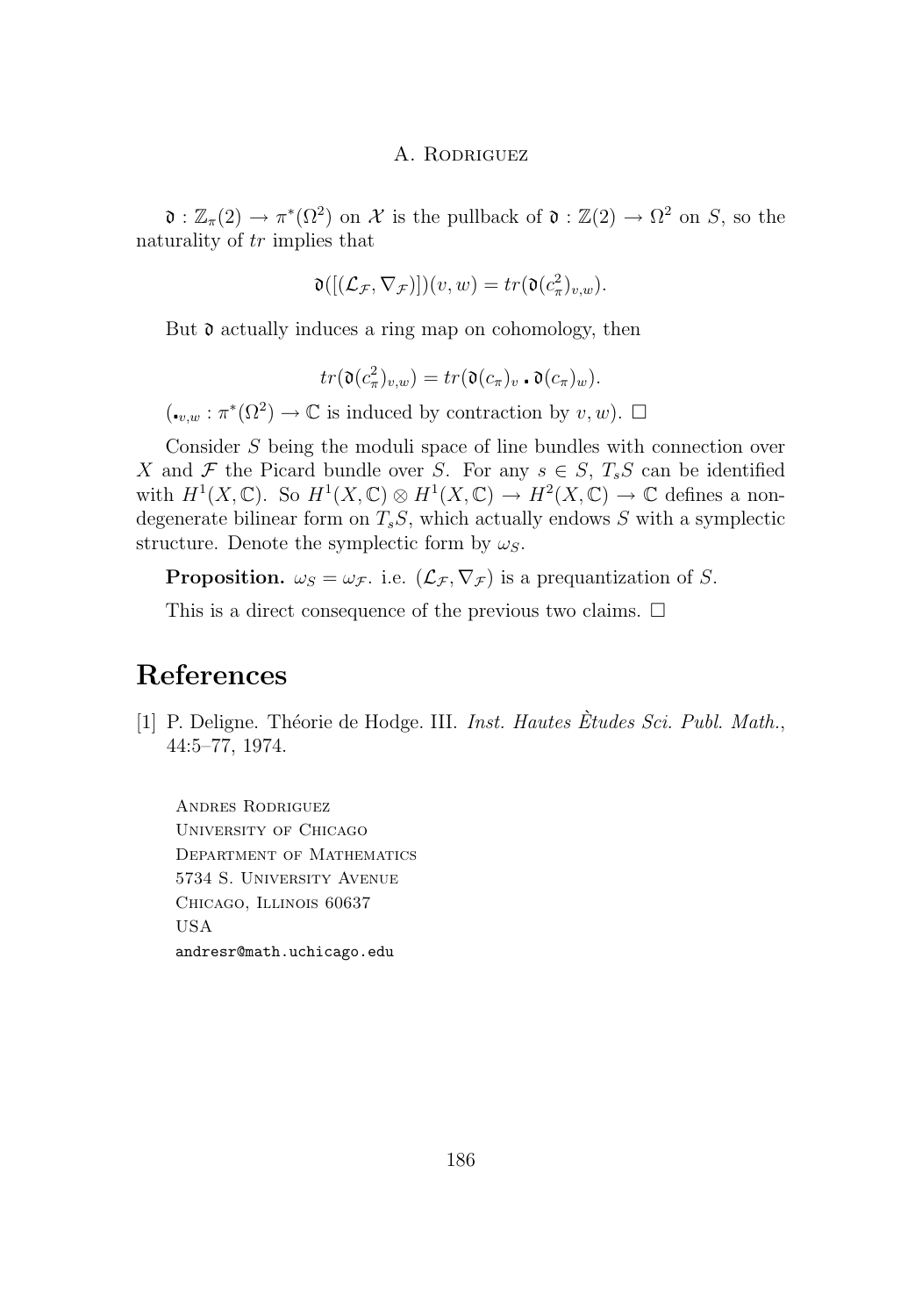$\mathfrak{d} : \mathbb{Z}_\pi(2) \to \pi^*(\Omega^2)$ on $\mathcal{X}$ is the pullback of $\mathfrak{d} : \mathbb{Z}(2) \to \Omega^2$ on $S$, so the naturality of $tr$ implies that

$$\mathfrak{d}([(\mathcal{L}_\mathcal{F}, \nabla_\mathcal{F})])(v, w) = tr(\mathfrak{d}(c_\pi^2)_{v,w}).$$

But $\mathfrak{d}$ actually induces a ring map on cohomology, then

$$tr(\mathfrak{d}(c_\pi^2)_{v,w}) = tr(\mathfrak{d}(c_\pi)_v \centerdot \mathfrak{d}(c_\pi)_w).$$

($\centerdot_{v,w} : \pi^*(\Omega^2) \to \mathbb{C}$ is induced by contraction by $v, w$). □

Consider $S$ being the moduli space of line bundles with connection over $X$ and $\mathcal{F}$ the Picard bundle over $S$. For any $s \in S$, $T_sS$ can be identified with $H^1(X, \mathbb{C})$. So $H^1(X, \mathbb{C}) \otimes H^1(X, \mathbb{C}) \to H^2(X, \mathbb{C}) \to \mathbb{C}$ defines a non-degenerate bilinear form on $T_sS$, which actually endows $S$ with a symplectic structure. Denote the symplectic form by $\omega_S$.

**Proposition.** $\omega_S = \omega_\mathcal{F}$. i.e. $(\mathcal{L}_\mathcal{F}, \nabla_\mathcal{F})$ is a prequantization of $S$.

This is a direct consequence of the previous two claims. □

# References

[1] P. Deligne. Théorie de Hodge. III. *Inst. Hautes Ètudes Sci. Publ. Math.*, 44:5–77, 1974.

Andres Rodriguez
University of Chicago
Department of Mathematics
5734 S. University Avenue
Chicago, Illinois 60637
USA
andresr@math.uchicago.edu